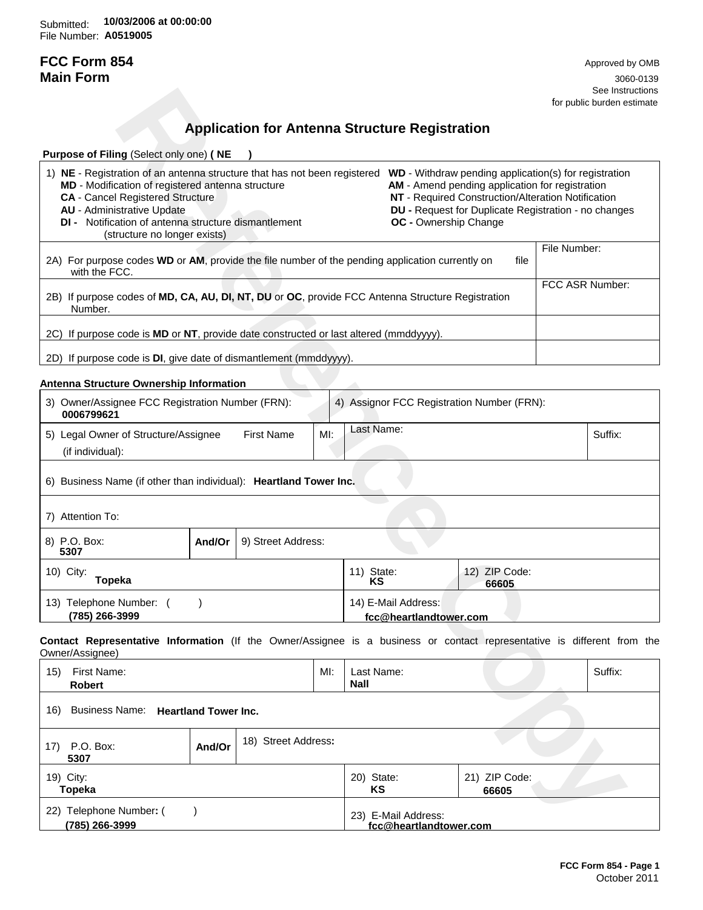Submitted: **10/03/2006 at 00:00:00**
File Number: **A0519005**

# FCC Form 854
# Main Form

Approved by OMB
3060-0139
See Instructions
for public burden estimate

## Application for Antenna Structure Registration

**Purpose of Filing** (Select only one) **( NE )**

| | |
|---|---|
| 1) **NE** - Registration of an antenna structure that has not been registered<br>**MD** - Modification of registered antenna structure<br>**CA** - Cancel Registered Structure<br>**AU** - Administrative Update<br>**DI** - Notification of antenna structure dismantlement (structure no longer exists)<br>**WD** - Withdraw pending application(s) for registration<br>**AM** - Amend pending application for registration<br>**NT** - Required Construction/Alteration Notification<br>**DU** - Request for Duplicate Registration - no changes<br>**OC** - Ownership Change | |
| 2A) For purpose codes **WD** or **AM**, provide the file number of the pending application currently on file with the FCC. | File Number: |
| 2B) If purpose codes of **MD, CA, AU, DI, NT, DU** or **OC**, provide FCC Antenna Structure Registration Number. | FCC ASR Number: |
| 2C) If purpose code is **MD** or **NT**, provide date constructed or last altered (mmddyyyy). | |
| 2D) If purpose code is **DI**, give date of dismantlement (mmddyyyy). | |

**Antenna Structure Ownership Information**

| | | | |
|---|---|---|---|
| 3) Owner/Assignee FCC Registration Number (FRN): **0006799621** | 4) Assignor FCC Registration Number (FRN): | | |
| 5) Legal Owner of Structure/Assignee (if individual): First Name | MI: | Last Name: | Suffix: |
| 6) Business Name (if other than individual): **Heartland Tower Inc.** | | | |
| 7) Attention To: | | | |
| 8) P.O. Box: **5307** | And/Or | 9) Street Address: | |
| 10) City: **Topeka** | 11) State: **KS** | 12) ZIP Code: **66605** | |
| 13) Telephone Number: **(785) 266-3999** | 14) E-Mail Address: **fcc@heartlandtower.com** | | |

**Contact Representative Information** (If the Owner/Assignee is a business or contact representative is different from the Owner/Assignee)

| | | | |
|---|---|---|---|
| 15) First Name: **Robert** | MI: | Last Name: **Nall** | Suffix: |
| 16) Business Name: **Heartland Tower Inc.** | | | |
| 17) P.O. Box: **5307** | And/Or | 18) Street Address: | |
| 19) City: **Topeka** | 20) State: **KS** | 21) ZIP Code: **66605** | |
| 22) Telephone Number: **(785) 266-3999** | 23) E-Mail Address: **fcc@heartlandtower.com** | | |

**FCC Form 854 - Page 1**
October 2011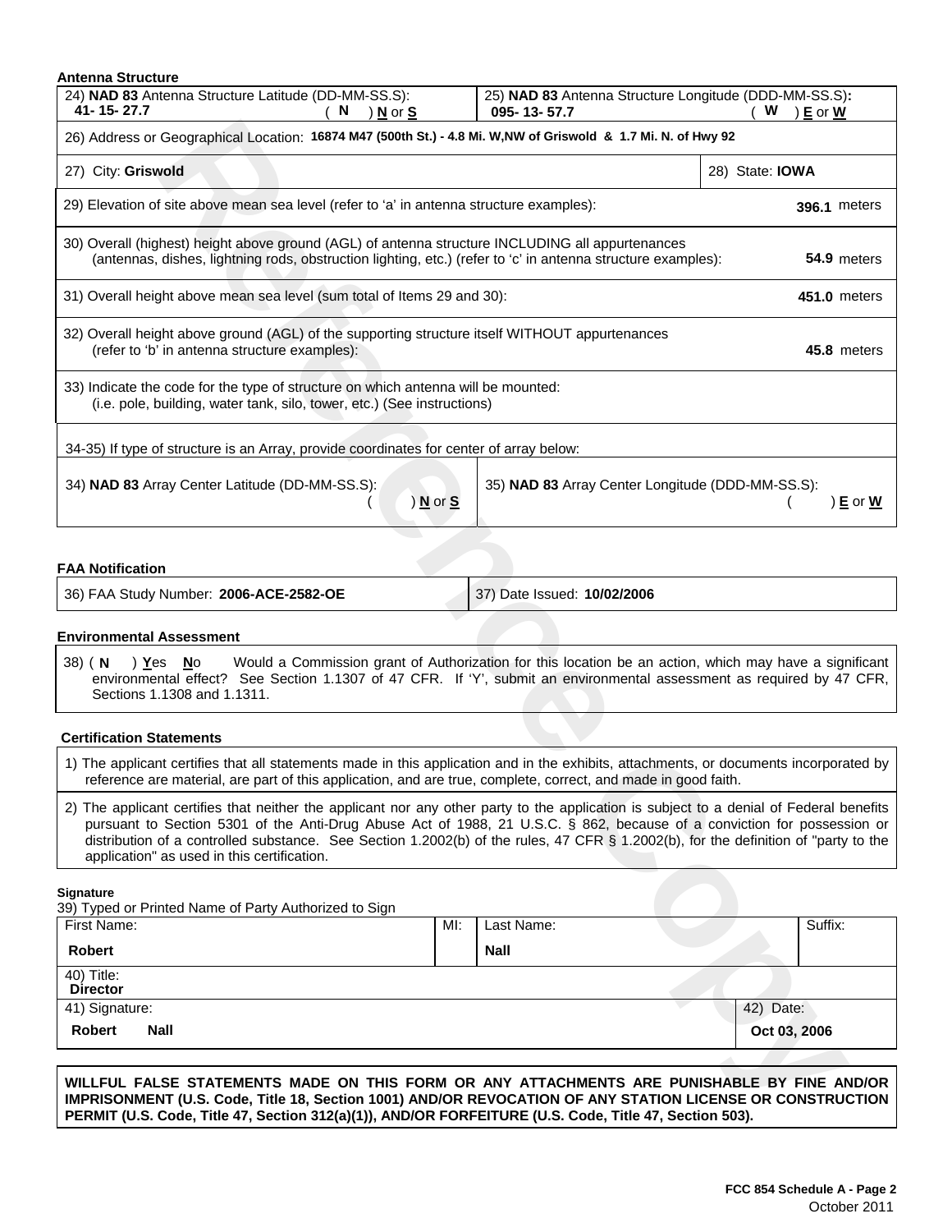**Antenna Structure**

| | |
|---|---|
| 24) **NAD 83** Antenna Structure Latitude (DD-MM-SS.S): **41- 15- 27.7** ( **N** ) **N** or **S** | 25) **NAD 83** Antenna Structure Longitude (DDD-MM-SS.S)**:** **095- 13- 57.7** ( **W** ) **E** or **W** |

26) Address or Geographical Location: **16874 M47 (500th St.) - 4.8 Mi. W,NW of Griswold & 1.7 Mi. N. of Hwy 92**

| | |
|---|---|
| 27) City: **Griswold** | 28) State: **IOWA** |

29) Elevation of site above mean sea level (refer to 'a' in antenna structure examples): **396.1** meters

30) Overall (highest) height above ground (AGL) of antenna structure INCLUDING all appurtenances (antennas, dishes, lightning rods, obstruction lighting, etc.) (refer to 'c' in antenna structure examples): **54.9** meters

31) Overall height above mean sea level (sum total of Items 29 and 30): **451.0** meters

32) Overall height above ground (AGL) of the supporting structure itself WITHOUT appurtenances (refer to 'b' in antenna structure examples): **45.8** meters

33) Indicate the code for the type of structure on which antenna will be mounted: (i.e. pole, building, water tank, silo, tower, etc.) (See instructions)

34-35) If type of structure is an Array, provide coordinates for center of array below:

| | |
|---|---|
| 34) **NAD 83** Array Center Latitude (DD-MM-SS.S): ( ) **N** or **S** | 35) **NAD 83** Array Center Longitude (DDD-MM-SS.S): ( ) **E** or **W** |

**FAA Notification**

| | |
|---|---|
| 36) FAA Study Number: **2006-ACE-2582-OE** | 37) Date Issued: **10/02/2006** |

**Environmental Assessment**

38) ( **N** ) **Y**es **N**o Would a Commission grant of Authorization for this location be an action, which may have a significant environmental effect? See Section 1.1307 of 47 CFR. If 'Y', submit an environmental assessment as required by 47 CFR, Sections 1.1308 and 1.1311.

**Certification Statements**

1) The applicant certifies that all statements made in this application and in the exhibits, attachments, or documents incorporated by reference are material, are part of this application, and are true, complete, correct, and made in good faith.

2) The applicant certifies that neither the applicant nor any other party to the application is subject to a denial of Federal benefits pursuant to Section 5301 of the Anti-Drug Abuse Act of 1988, 21 U.S.C. § 862, because of a conviction for possession or distribution of a controlled substance. See Section 1.2002(b) of the rules, 47 CFR § 1.2002(b), for the definition of "party to the application" as used in this certification.

**Signature**

39) Typed or Printed Name of Party Authorized to Sign

| First Name: | MI: | Last Name: | Suffix: |
|---|---|---|---|
| **Robert** | | **Nall** | |

40) Title: **Director**

| | |
|---|---|
| 41) Signature: **Robert Nall** | 42) Date: **Oct 03, 2006** |

**WILLFUL FALSE STATEMENTS MADE ON THIS FORM OR ANY ATTACHMENTS ARE PUNISHABLE BY FINE AND/OR IMPRISONMENT (U.S. Code, Title 18, Section 1001) AND/OR REVOCATION OF ANY STATION LICENSE OR CONSTRUCTION PERMIT (U.S. Code, Title 47, Section 312(a)(1)), AND/OR FORFEITURE (U.S. Code, Title 47, Section 503).**

**FCC 854 Schedule A - Page 2**
October 2011